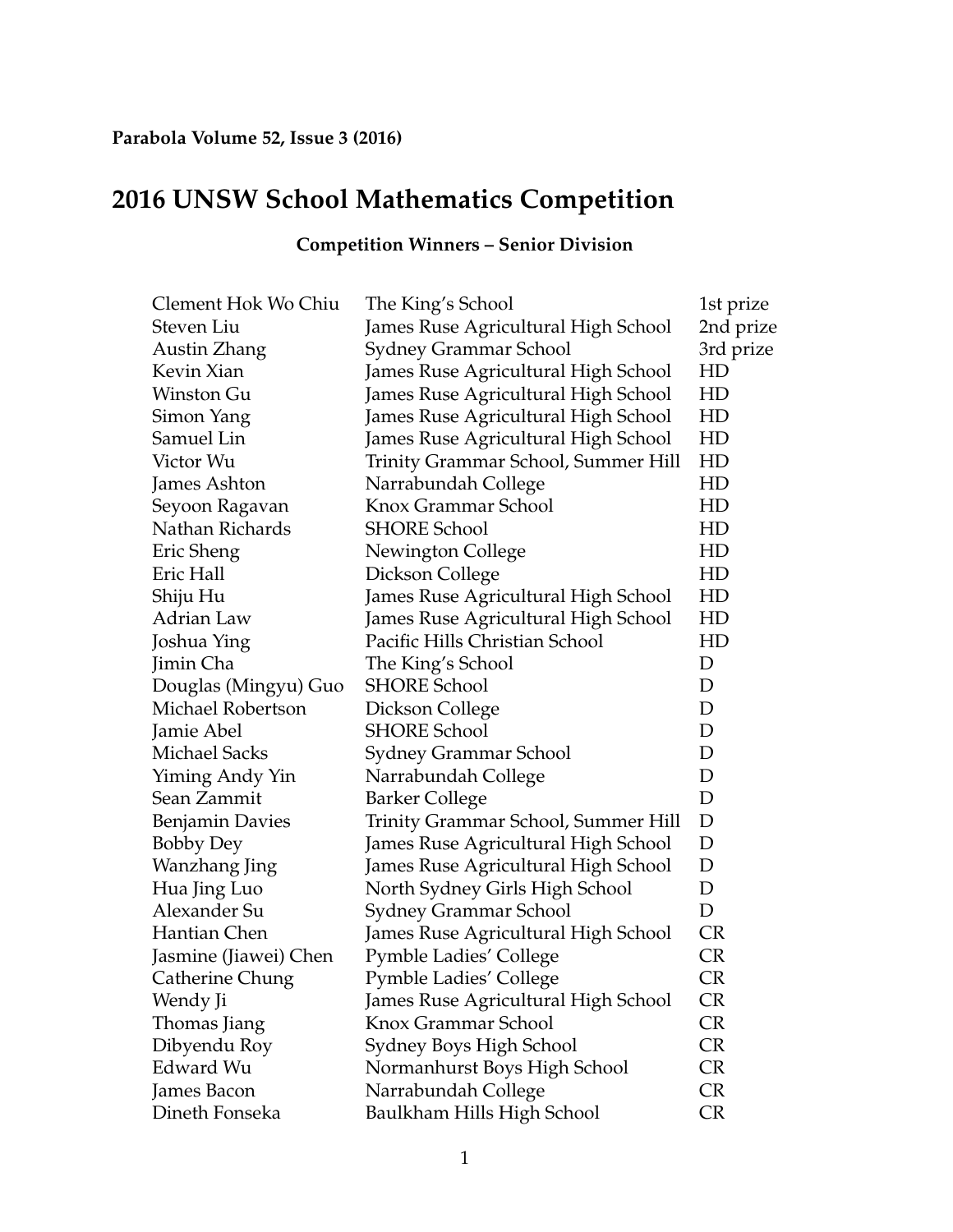**Parabola Volume 52, Issue 3 (2016)**

# 2016 UNSW School Mathematics Competition

### Competition Winners – Senior Division

| | | |
|---|---|---|
| Clement Hok Wo Chiu | The King's School | 1st prize |
| Steven Liu | James Ruse Agricultural High School | 2nd prize |
| Austin Zhang | Sydney Grammar School | 3rd prize |
| Kevin Xian | James Ruse Agricultural High School | HD |
| Winston Gu | James Ruse Agricultural High School | HD |
| Simon Yang | James Ruse Agricultural High School | HD |
| Samuel Lin | James Ruse Agricultural High School | HD |
| Victor Wu | Trinity Grammar School, Summer Hill | HD |
| James Ashton | Narrabundah College | HD |
| Seyoon Ragavan | Knox Grammar School | HD |
| Nathan Richards | SHORE School | HD |
| Eric Sheng | Newington College | HD |
| Eric Hall | Dickson College | HD |
| Shiju Hu | James Ruse Agricultural High School | HD |
| Adrian Law | James Ruse Agricultural High School | HD |
| Joshua Ying | Pacific Hills Christian School | HD |
| Jimin Cha | The King's School | D |
| Douglas (Mingyu) Guo | SHORE School | D |
| Michael Robertson | Dickson College | D |
| Jamie Abel | SHORE School | D |
| Michael Sacks | Sydney Grammar School | D |
| Yiming Andy Yin | Narrabundah College | D |
| Sean Zammit | Barker College | D |
| Benjamin Davies | Trinity Grammar School, Summer Hill | D |
| Bobby Dey | James Ruse Agricultural High School | D |
| Wanzhang Jing | James Ruse Agricultural High School | D |
| Hua Jing Luo | North Sydney Girls High School | D |
| Alexander Su | Sydney Grammar School | D |
| Hantian Chen | James Ruse Agricultural High School | CR |
| Jasmine (Jiawei) Chen | Pymble Ladies' College | CR |
| Catherine Chung | Pymble Ladies' College | CR |
| Wendy Ji | James Ruse Agricultural High School | CR |
| Thomas Jiang | Knox Grammar School | CR |
| Dibyendu Roy | Sydney Boys High School | CR |
| Edward Wu | Normanhurst Boys High School | CR |
| James Bacon | Narrabundah College | CR |
| Dineth Fonseka | Baulkham Hills High School | CR |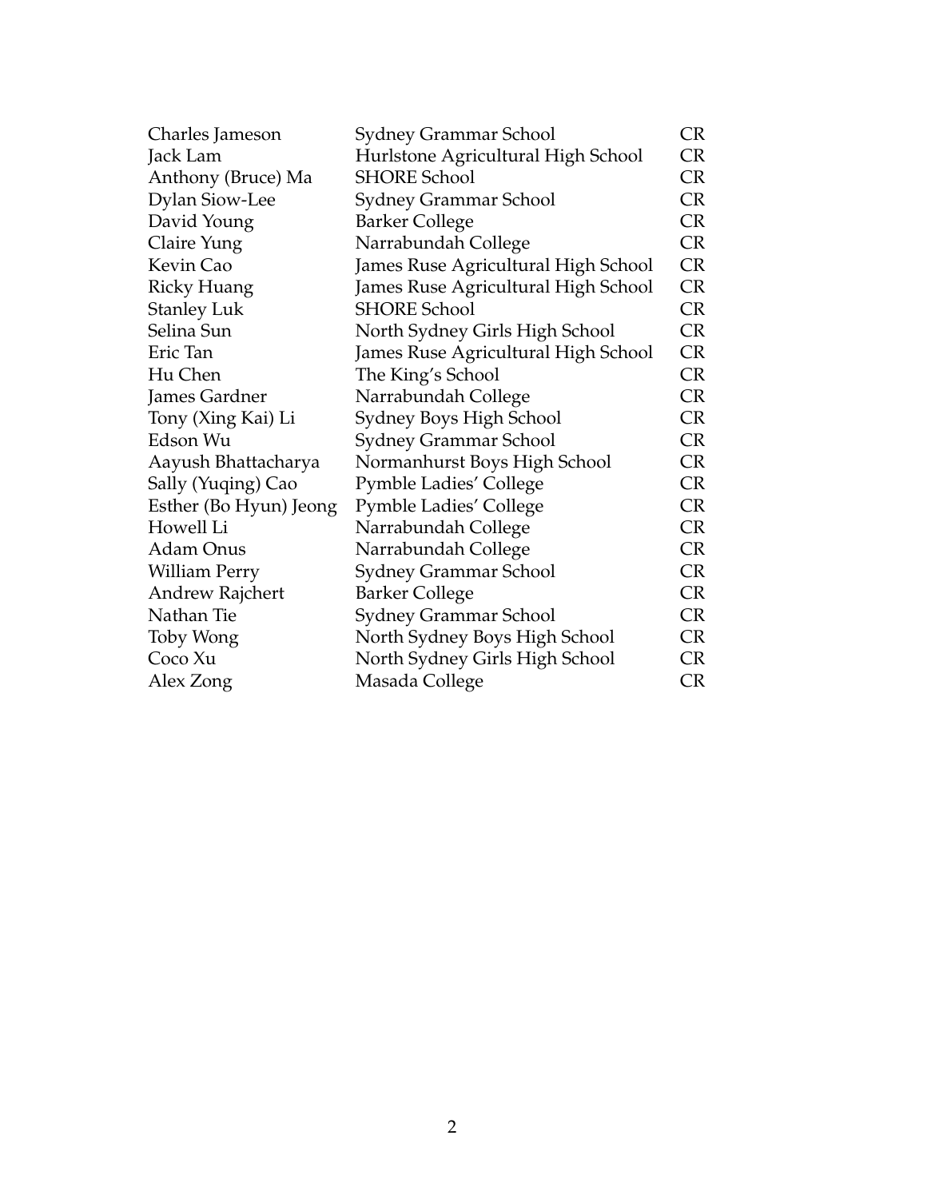| | | |
|---|---|---|
| Charles Jameson | Sydney Grammar School | CR |
| Jack Lam | Hurlstone Agricultural High School | CR |
| Anthony (Bruce) Ma | SHORE School | CR |
| Dylan Siow-Lee | Sydney Grammar School | CR |
| David Young | Barker College | CR |
| Claire Yung | Narrabundah College | CR |
| Kevin Cao | James Ruse Agricultural High School | CR |
| Ricky Huang | James Ruse Agricultural High School | CR |
| Stanley Luk | SHORE School | CR |
| Selina Sun | North Sydney Girls High School | CR |
| Eric Tan | James Ruse Agricultural High School | CR |
| Hu Chen | The King's School | CR |
| James Gardner | Narrabundah College | CR |
| Tony (Xing Kai) Li | Sydney Boys High School | CR |
| Edson Wu | Sydney Grammar School | CR |
| Aayush Bhattacharya | Normanhurst Boys High School | CR |
| Sally (Yuqing) Cao | Pymble Ladies' College | CR |
| Esther (Bo Hyun) Jeong | Pymble Ladies' College | CR |
| Howell Li | Narrabundah College | CR |
| Adam Onus | Narrabundah College | CR |
| William Perry | Sydney Grammar School | CR |
| Andrew Rajchert | Barker College | CR |
| Nathan Tie | Sydney Grammar School | CR |
| Toby Wong | North Sydney Boys High School | CR |
| Coco Xu | North Sydney Girls High School | CR |
| Alex Zong | Masada College | CR |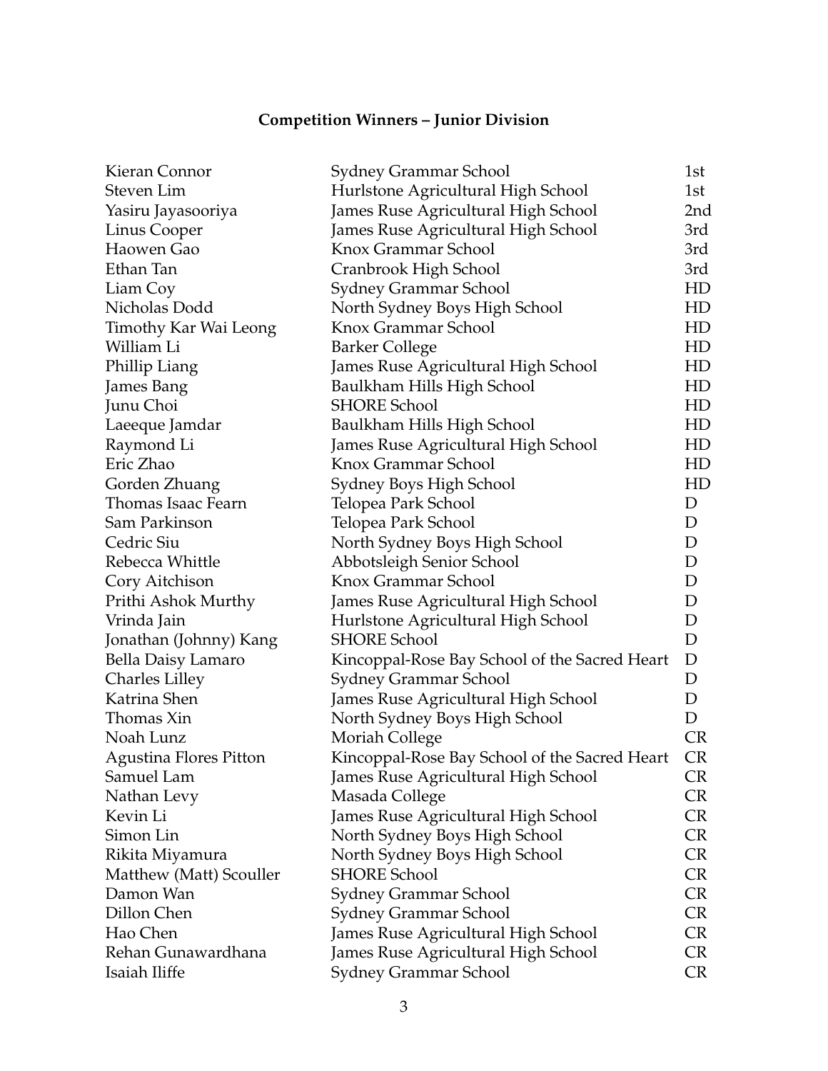**Competition Winners – Junior Division**

| | | |
|---|---|---|
| Kieran Connor | Sydney Grammar School | 1st |
| Steven Lim | Hurlstone Agricultural High School | 1st |
| Yasiru Jayasooriya | James Ruse Agricultural High School | 2nd |
| Linus Cooper | James Ruse Agricultural High School | 3rd |
| Haowen Gao | Knox Grammar School | 3rd |
| Ethan Tan | Cranbrook High School | 3rd |
| Liam Coy | Sydney Grammar School | HD |
| Nicholas Dodd | North Sydney Boys High School | HD |
| Timothy Kar Wai Leong | Knox Grammar School | HD |
| William Li | Barker College | HD |
| Phillip Liang | James Ruse Agricultural High School | HD |
| James Bang | Baulkham Hills High School | HD |
| Junu Choi | SHORE School | HD |
| Laeeque Jamdar | Baulkham Hills High School | HD |
| Raymond Li | James Ruse Agricultural High School | HD |
| Eric Zhao | Knox Grammar School | HD |
| Gorden Zhuang | Sydney Boys High School | HD |
| Thomas Isaac Fearn | Telopea Park School | D |
| Sam Parkinson | Telopea Park School | D |
| Cedric Siu | North Sydney Boys High School | D |
| Rebecca Whittle | Abbotsleigh Senior School | D |
| Cory Aitchison | Knox Grammar School | D |
| Prithi Ashok Murthy | James Ruse Agricultural High School | D |
| Vrinda Jain | Hurlstone Agricultural High School | D |
| Jonathan (Johnny) Kang | SHORE School | D |
| Bella Daisy Lamaro | Kincoppal-Rose Bay School of the Sacred Heart | D |
| Charles Lilley | Sydney Grammar School | D |
| Katrina Shen | James Ruse Agricultural High School | D |
| Thomas Xin | North Sydney Boys High School | D |
| Noah Lunz | Moriah College | CR |
| Agustina Flores Pitton | Kincoppal-Rose Bay School of the Sacred Heart | CR |
| Samuel Lam | James Ruse Agricultural High School | CR |
| Nathan Levy | Masada College | CR |
| Kevin Li | James Ruse Agricultural High School | CR |
| Simon Lin | North Sydney Boys High School | CR |
| Rikita Miyamura | North Sydney Boys High School | CR |
| Matthew (Matt) Scouller | SHORE School | CR |
| Damon Wan | Sydney Grammar School | CR |
| Dillon Chen | Sydney Grammar School | CR |
| Hao Chen | James Ruse Agricultural High School | CR |
| Rehan Gunawardhana | James Ruse Agricultural High School | CR |
| Isaiah Iliffe | Sydney Grammar School | CR |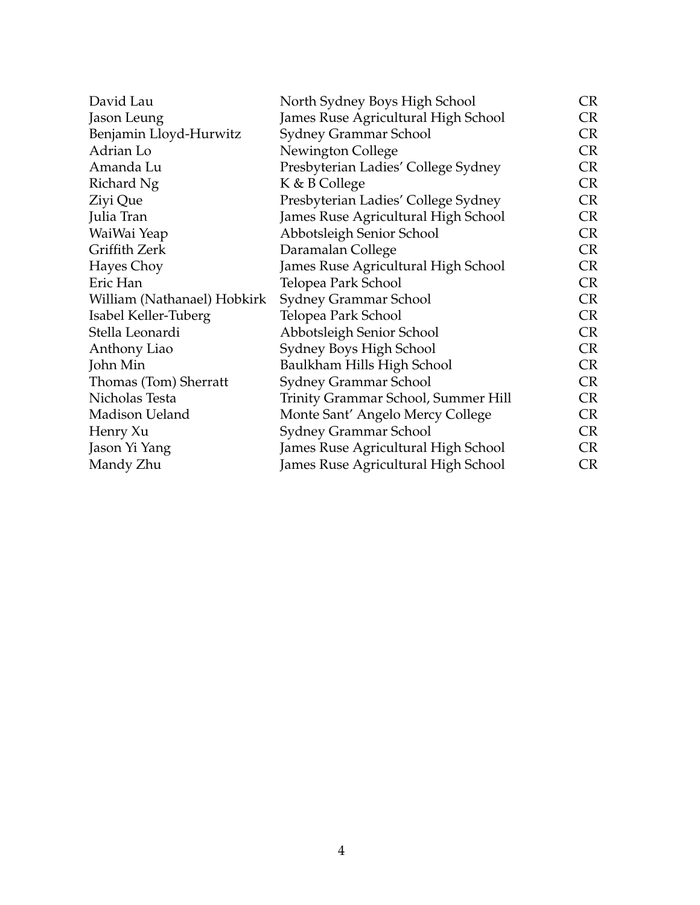| | | |
|---|---|---|
| David Lau | North Sydney Boys High School | CR |
| Jason Leung | James Ruse Agricultural High School | CR |
| Benjamin Lloyd-Hurwitz | Sydney Grammar School | CR |
| Adrian Lo | Newington College | CR |
| Amanda Lu | Presbyterian Ladies' College Sydney | CR |
| Richard Ng | K & B College | CR |
| Ziyi Que | Presbyterian Ladies' College Sydney | CR |
| Julia Tran | James Ruse Agricultural High School | CR |
| WaiWai Yeap | Abbotsleigh Senior School | CR |
| Griffith Zerk | Daramalan College | CR |
| Hayes Choy | James Ruse Agricultural High School | CR |
| Eric Han | Telopea Park School | CR |
| William (Nathanael) Hobkirk | Sydney Grammar School | CR |
| Isabel Keller-Tuberg | Telopea Park School | CR |
| Stella Leonardi | Abbotsleigh Senior School | CR |
| Anthony Liao | Sydney Boys High School | CR |
| John Min | Baulkham Hills High School | CR |
| Thomas (Tom) Sherratt | Sydney Grammar School | CR |
| Nicholas Testa | Trinity Grammar School, Summer Hill | CR |
| Madison Ueland | Monte Sant' Angelo Mercy College | CR |
| Henry Xu | Sydney Grammar School | CR |
| Jason Yi Yang | James Ruse Agricultural High School | CR |
| Mandy Zhu | James Ruse Agricultural High School | CR |